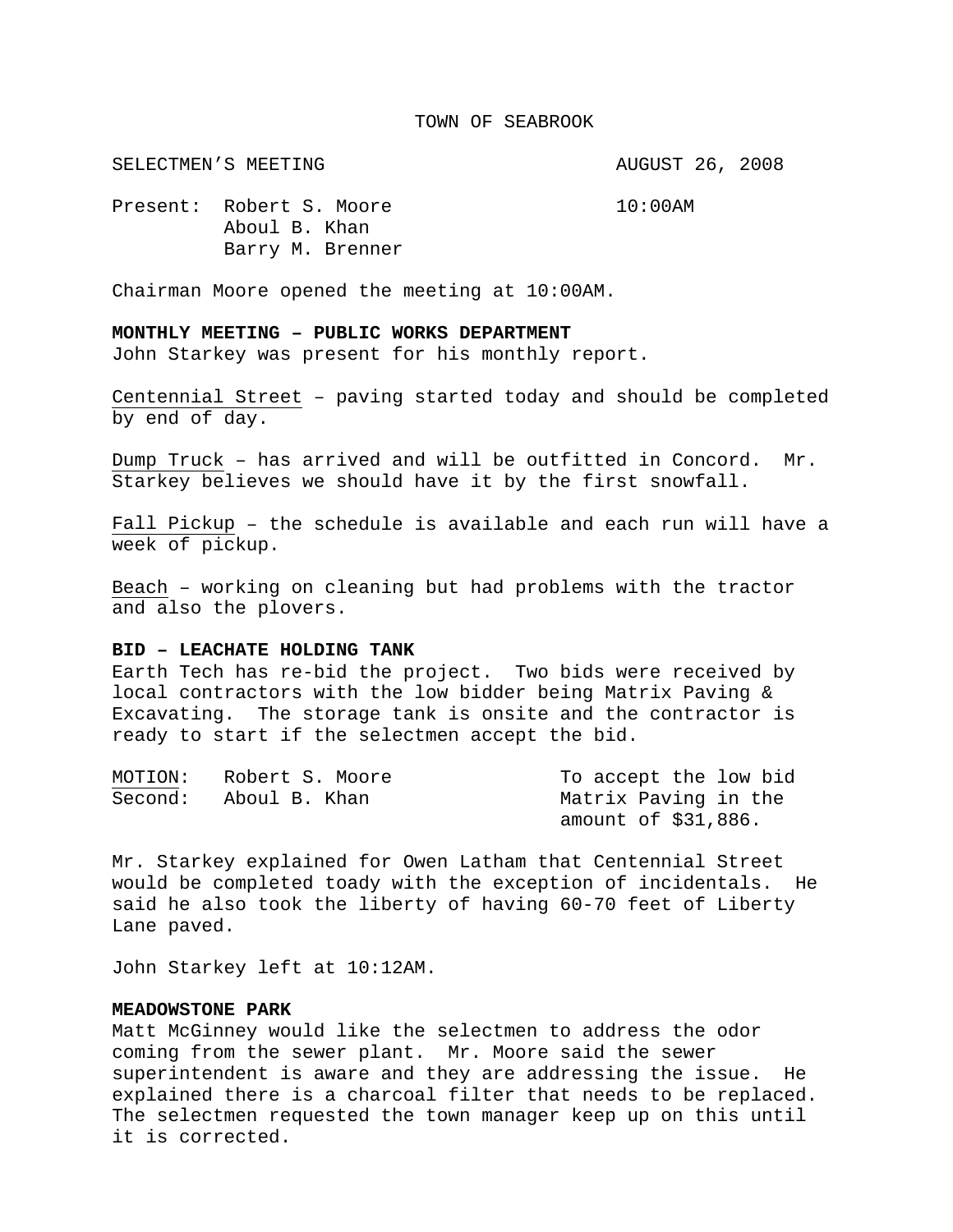TOWN OF SEABROOK

SELECTMEN'S MEETING AUGUST 26, 2008

Present: Robert S. Moore 10:00AM
Aboul B. Khan
Barry M. Brenner

Chairman Moore opened the meeting at 10:00AM.

**MONTHLY MEETING – PUBLIC WORKS DEPARTMENT**
John Starkey was present for his monthly report.

Centennial Street – paving started today and should be completed by end of day.

Dump Truck – has arrived and will be outfitted in Concord. Mr. Starkey believes we should have it by the first snowfall.

Fall Pickup – the schedule is available and each run will have a week of pickup.

Beach – working on cleaning but had problems with the tractor and also the plovers.

**BID – LEACHATE HOLDING TANK**
Earth Tech has re-bid the project. Two bids were received by local contractors with the low bidder being Matrix Paving & Excavating. The storage tank is onsite and the contractor is ready to start if the selectmen accept the bid.

MOTION: Robert S. Moore To accept the low bid
Second: Aboul B. Khan Matrix Paving in the amount of $31,886.

Mr. Starkey explained for Owen Latham that Centennial Street would be completed toady with the exception of incidentals. He said he also took the liberty of having 60-70 feet of Liberty Lane paved.

John Starkey left at 10:12AM.

**MEADOWSTONE PARK**
Matt McGinney would like the selectmen to address the odor coming from the sewer plant. Mr. Moore said the sewer superintendent is aware and they are addressing the issue. He explained there is a charcoal filter that needs to be replaced. The selectmen requested the town manager keep up on this until it is corrected.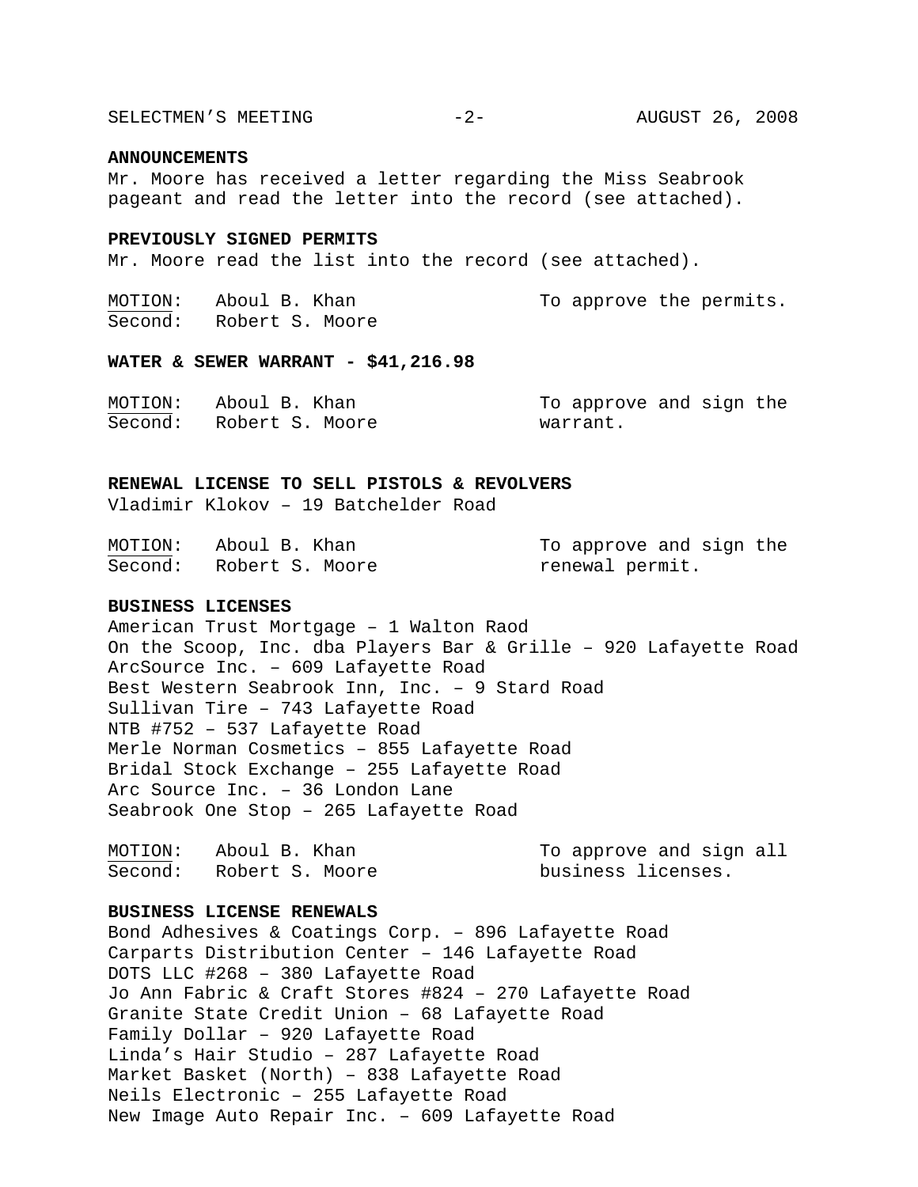## ANNOUNCEMENTS

Mr. Moore has received a letter regarding the Miss Seabrook pageant and read the letter into the record (see attached).

## PREVIOUSLY SIGNED PERMITS

Mr. Moore read the list into the record (see attached).

MOTION: Aboul B. Khan — To approve the permits.
Second: Robert S. Moore

## WATER & SEWER WARRANT - $41,216.98

MOTION: Aboul B. Khan — To approve and sign the warrant.
Second: Robert S. Moore

## RENEWAL LICENSE TO SELL PISTOLS & REVOLVERS

Vladimir Klokov – 19 Batchelder Road

MOTION: Aboul B. Khan — To approve and sign the renewal permit.
Second: Robert S. Moore

## BUSINESS LICENSES

American Trust Mortgage – 1 Walton Raod
On the Scoop, Inc. dba Players Bar & Grille – 920 Lafayette Road
ArcSource Inc. – 609 Lafayette Road
Best Western Seabrook Inn, Inc. – 9 Stard Road
Sullivan Tire – 743 Lafayette Road
NTB #752 – 537 Lafayette Road
Merle Norman Cosmetics – 855 Lafayette Road
Bridal Stock Exchange – 255 Lafayette Road
Arc Source Inc. – 36 London Lane
Seabrook One Stop – 265 Lafayette Road

MOTION: Aboul B. Khan — To approve and sign all business licenses.
Second: Robert S. Moore

## BUSINESS LICENSE RENEWALS

Bond Adhesives & Coatings Corp. – 896 Lafayette Road
Carparts Distribution Center – 146 Lafayette Road
DOTS LLC #268 – 380 Lafayette Road
Jo Ann Fabric & Craft Stores #824 – 270 Lafayette Road
Granite State Credit Union – 68 Lafayette Road
Family Dollar – 920 Lafayette Road
Linda's Hair Studio – 287 Lafayette Road
Market Basket (North) – 838 Lafayette Road
Neils Electronic – 255 Lafayette Road
New Image Auto Repair Inc. – 609 Lafayette Road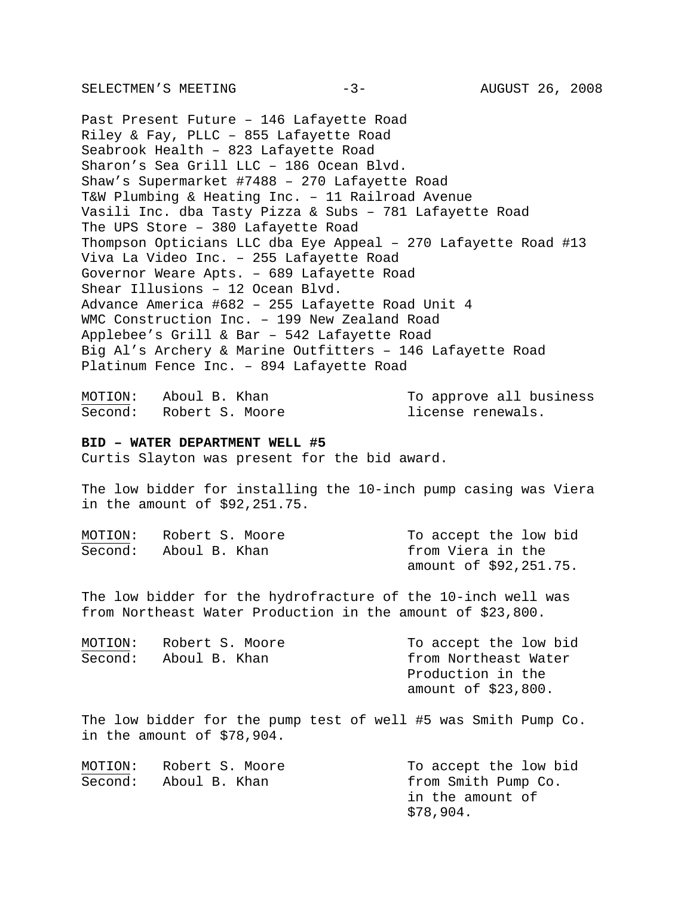Past Present Future – 146 Lafayette Road
Riley & Fay, PLLC – 855 Lafayette Road
Seabrook Health – 823 Lafayette Road
Sharon's Sea Grill LLC – 186 Ocean Blvd.
Shaw's Supermarket #7488 – 270 Lafayette Road
T&W Plumbing & Heating Inc. – 11 Railroad Avenue
Vasili Inc. dba Tasty Pizza & Subs – 781 Lafayette Road
The UPS Store – 380 Lafayette Road
Thompson Opticians LLC dba Eye Appeal – 270 Lafayette Road #13
Viva La Video Inc. – 255 Lafayette Road
Governor Weare Apts. – 689 Lafayette Road
Shear Illusions – 12 Ocean Blvd.
Advance America #682 – 255 Lafayette Road Unit 4
WMC Construction Inc. – 199 New Zealand Road
Applebee's Grill & Bar – 542 Lafayette Road
Big Al's Archery & Marine Outfitters – 146 Lafayette Road
Platinum Fence Inc. – 894 Lafayette Road

MOTION: Aboul B. Khan — To approve all business license renewals.
Second: Robert S. Moore

**BID – WATER DEPARTMENT WELL #5**

Curtis Slayton was present for the bid award.

The low bidder for installing the 10-inch pump casing was Viera in the amount of $92,251.75.

MOTION: Robert S. Moore — To accept the low bid from Viera in the amount of $92,251.75.
Second: Aboul B. Khan

The low bidder for the hydrofracture of the 10-inch well was from Northeast Water Production in the amount of $23,800.

MOTION: Robert S. Moore — To accept the low bid from Northeast Water Production in the amount of $23,800.
Second: Aboul B. Khan

The low bidder for the pump test of well #5 was Smith Pump Co. in the amount of $78,904.

MOTION: Robert S. Moore — To accept the low bid from Smith Pump Co. in the amount of $78,904.
Second: Aboul B. Khan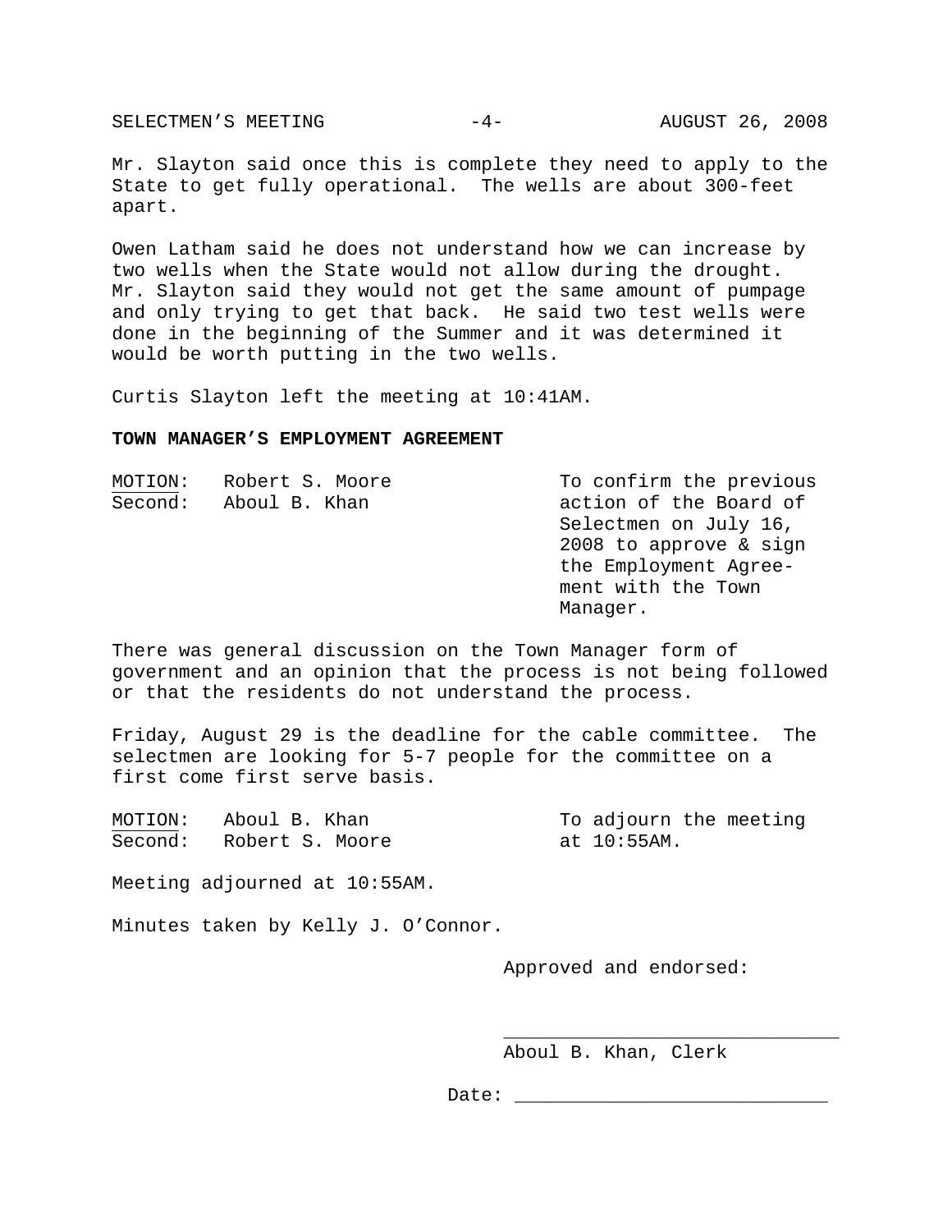Mr. Slayton said once this is complete they need to apply to the State to get fully operational. The wells are about 300-feet apart.

Owen Latham said he does not understand how we can increase by two wells when the State would not allow during the drought. Mr. Slayton said they would not get the same amount of pumpage and only trying to get that back. He said two test wells were done in the beginning of the Summer and it was determined it would be worth putting in the two wells.

Curtis Slayton left the meeting at 10:41AM.

**TOWN MANAGER'S EMPLOYMENT AGREEMENT**

| | | |
|---|---|---|
| MOTION: | Robert S. Moore | To confirm the previous action of the Board of Selectmen on July 16, 2008 to approve & sign the Employment Agreement with the Town Manager. |
| Second: | Aboul B. Khan | |

There was general discussion on the Town Manager form of government and an opinion that the process is not being followed or that the residents do not understand the process.

Friday, August 29 is the deadline for the cable committee. The selectmen are looking for 5-7 people for the committee on a first come first serve basis.

| | | |
|---|---|---|
| MOTION: | Aboul B. Khan | To adjourn the meeting at 10:55AM. |
| Second: | Robert S. Moore | |

Meeting adjourned at 10:55AM.

Minutes taken by Kelly J. O'Connor.

Approved and endorsed:

\_\_\_\_\_\_\_\_\_\_\_\_\_\_\_\_\_\_\_\_\_\_\_\_\_\_\_\_\_\_

Aboul B. Khan, Clerk

Date: \_\_\_\_\_\_\_\_\_\_\_\_\_\_\_\_\_\_\_\_\_\_\_\_\_\_\_\_